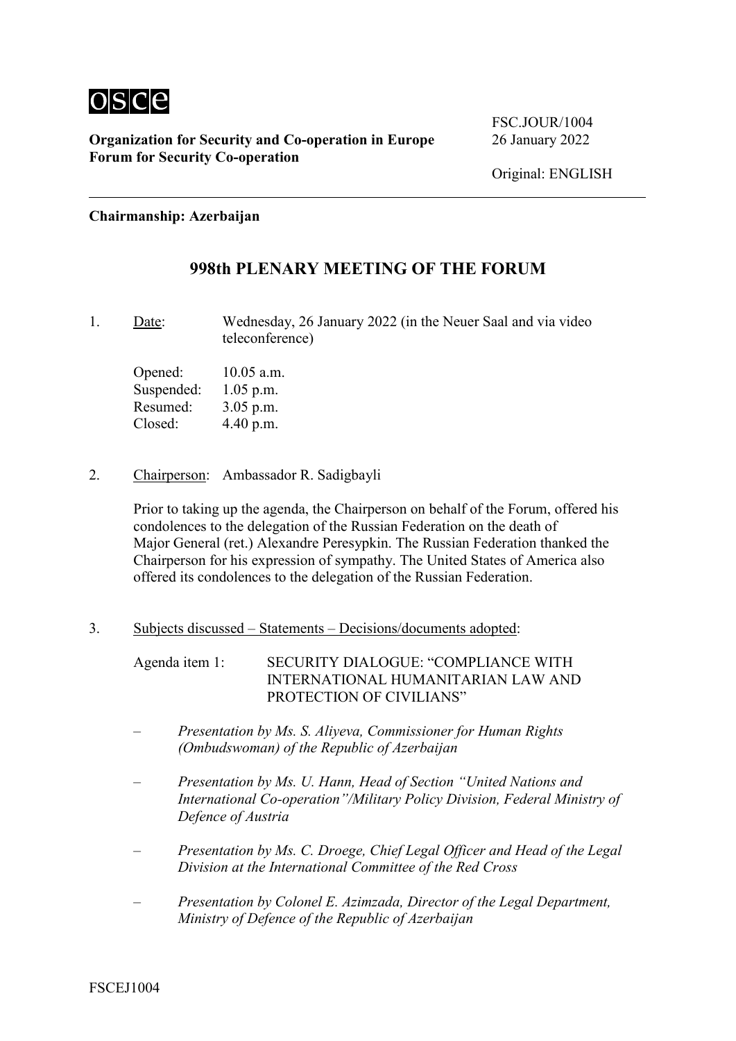osce

**Organization for Security and Co-operation in Europe**
**Forum for Security Co-operation**

FSC.JOUR/1004
26 January 2022

Original: ENGLISH

---

**Chairmanship: Azerbaijan**

# 998th PLENARY MEETING OF THE FORUM

1. Date: Wednesday, 26 January 2022 (in the Neuer Saal and via video teleconference)

   Opened: 10.05 a.m.
   Suspended: 1.05 p.m.
   Resumed: 3.05 p.m.
   Closed: 4.40 p.m.

2. Chairperson: Ambassador R. Sadigbayli

   Prior to taking up the agenda, the Chairperson on behalf of the Forum, offered his condolences to the delegation of the Russian Federation on the death of Major General (ret.) Alexandre Peresypkin. The Russian Federation thanked the Chairperson for his expression of sympathy. The United States of America also offered its condolences to the delegation of the Russian Federation.

3. Subjects discussed – Statements – Decisions/documents adopted:

   Agenda item 1: SECURITY DIALOGUE: "COMPLIANCE WITH INTERNATIONAL HUMANITARIAN LAW AND PROTECTION OF CIVILIANS"

   – *Presentation by Ms. S. Aliyeva, Commissioner for Human Rights (Ombudswoman) of the Republic of Azerbaijan*

   – *Presentation by Ms. U. Hann, Head of Section "United Nations and International Co-operation"/Military Policy Division, Federal Ministry of Defence of Austria*

   – *Presentation by Ms. C. Droege, Chief Legal Officer and Head of the Legal Division at the International Committee of the Red Cross*

   – *Presentation by Colonel E. Azimzada, Director of the Legal Department, Ministry of Defence of the Republic of Azerbaijan*

FSCEJ1004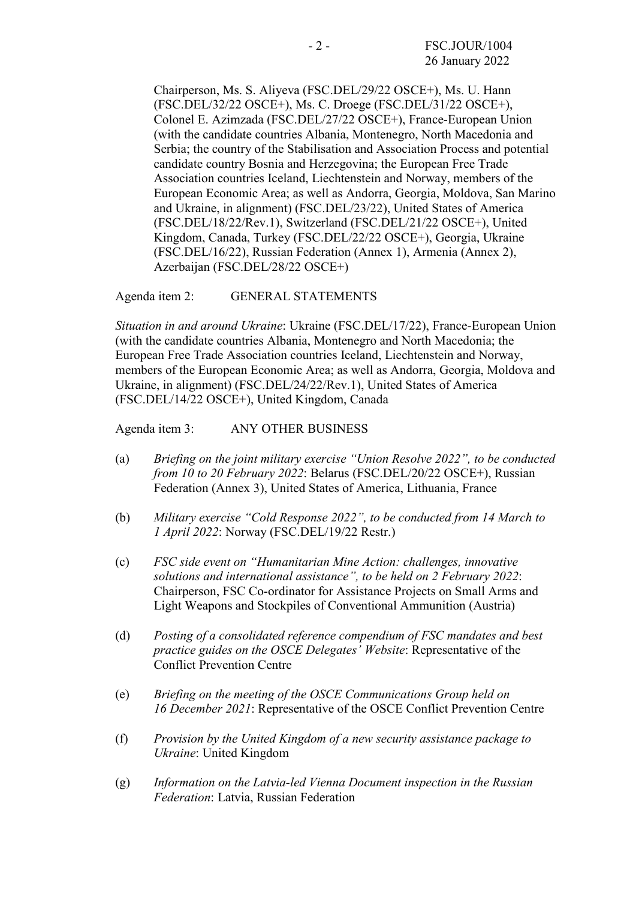Chairperson, Ms. S. Aliyeva (FSC.DEL/29/22 OSCE+), Ms. U. Hann (FSC.DEL/32/22 OSCE+), Ms. C. Droege (FSC.DEL/31/22 OSCE+), Colonel E. Azimzada (FSC.DEL/27/22 OSCE+), France-European Union (with the candidate countries Albania, Montenegro, North Macedonia and Serbia; the country of the Stabilisation and Association Process and potential candidate country Bosnia and Herzegovina; the European Free Trade Association countries Iceland, Liechtenstein and Norway, members of the European Economic Area; as well as Andorra, Georgia, Moldova, San Marino and Ukraine, in alignment) (FSC.DEL/23/22), United States of America (FSC.DEL/18/22/Rev.1), Switzerland (FSC.DEL/21/22 OSCE+), United Kingdom, Canada, Turkey (FSC.DEL/22/22 OSCE+), Georgia, Ukraine (FSC.DEL/16/22), Russian Federation (Annex 1), Armenia (Annex 2), Azerbaijan (FSC.DEL/28/22 OSCE+)

Agenda item 2: GENERAL STATEMENTS

*Situation in and around Ukraine*: Ukraine (FSC.DEL/17/22), France-European Union (with the candidate countries Albania, Montenegro and North Macedonia; the European Free Trade Association countries Iceland, Liechtenstein and Norway, members of the European Economic Area; as well as Andorra, Georgia, Moldova and Ukraine, in alignment) (FSC.DEL/24/22/Rev.1), United States of America (FSC.DEL/14/22 OSCE+), United Kingdom, Canada

Agenda item 3: ANY OTHER BUSINESS

(a) *Briefing on the joint military exercise "Union Resolve 2022", to be conducted from 10 to 20 February 2022*: Belarus (FSC.DEL/20/22 OSCE+), Russian Federation (Annex 3), United States of America, Lithuania, France

(b) *Military exercise "Cold Response 2022", to be conducted from 14 March to 1 April 2022*: Norway (FSC.DEL/19/22 Restr.)

(c) *FSC side event on "Humanitarian Mine Action: challenges, innovative solutions and international assistance", to be held on 2 February 2022*: Chairperson, FSC Co-ordinator for Assistance Projects on Small Arms and Light Weapons and Stockpiles of Conventional Ammunition (Austria)

(d) *Posting of a consolidated reference compendium of FSC mandates and best practice guides on the OSCE Delegates' Website*: Representative of the Conflict Prevention Centre

(e) *Briefing on the meeting of the OSCE Communications Group held on 16 December 2021*: Representative of the OSCE Conflict Prevention Centre

(f) *Provision by the United Kingdom of a new security assistance package to Ukraine*: United Kingdom

(g) *Information on the Latvia-led Vienna Document inspection in the Russian Federation*: Latvia, Russian Federation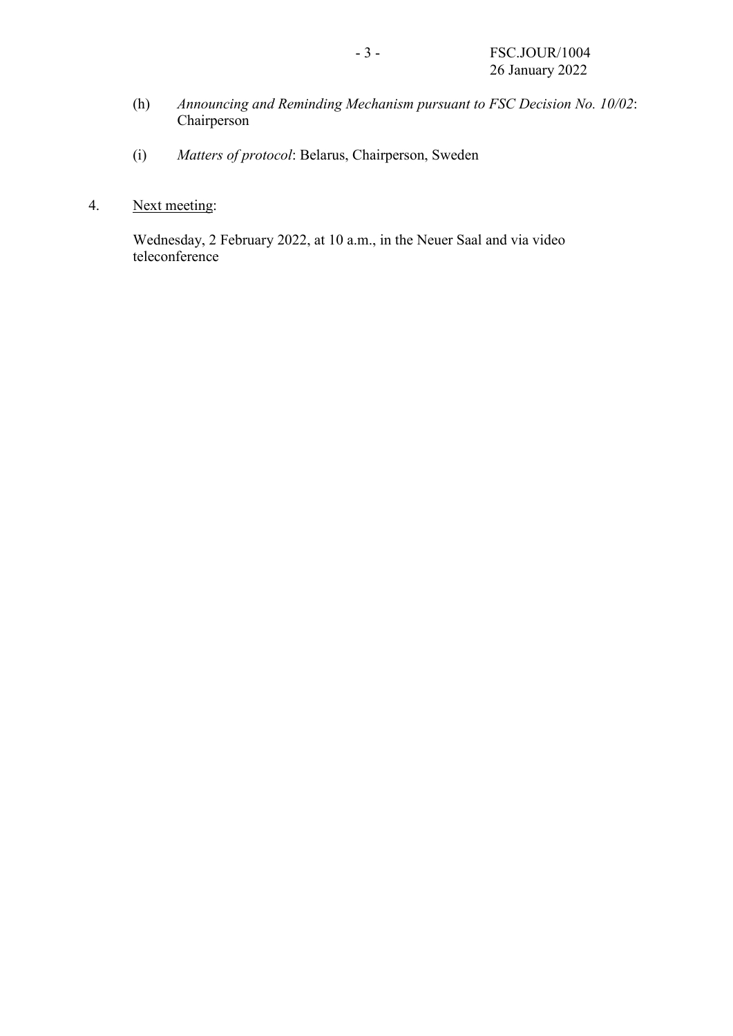(h) *Announcing and Reminding Mechanism pursuant to FSC Decision No. 10/02*: Chairperson

(i) *Matters of protocol*: Belarus, Chairperson, Sweden

4. Next meeting:

   Wednesday, 2 February 2022, at 10 a.m., in the Neuer Saal and via video teleconference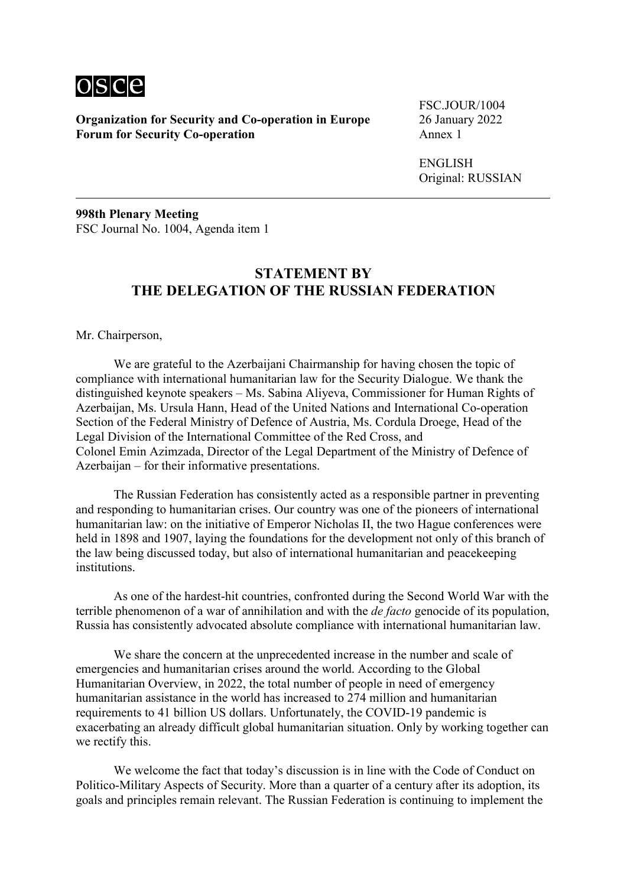**Organization for Security and Co-operation in Europe**
**Forum for Security Co-operation**

FSC.JOUR/1004
26 January 2022
Annex 1

ENGLISH
Original: RUSSIAN

**998th Plenary Meeting**
FSC Journal No. 1004, Agenda item 1

## STATEMENT BY THE DELEGATION OF THE RUSSIAN FEDERATION

Mr. Chairperson,

We are grateful to the Azerbaijani Chairmanship for having chosen the topic of compliance with international humanitarian law for the Security Dialogue. We thank the distinguished keynote speakers – Ms. Sabina Aliyeva, Commissioner for Human Rights of Azerbaijan, Ms. Ursula Hann, Head of the United Nations and International Co-operation Section of the Federal Ministry of Defence of Austria, Ms. Cordula Droege, Head of the Legal Division of the International Committee of the Red Cross, and Colonel Emin Azimzada, Director of the Legal Department of the Ministry of Defence of Azerbaijan – for their informative presentations.

The Russian Federation has consistently acted as a responsible partner in preventing and responding to humanitarian crises. Our country was one of the pioneers of international humanitarian law: on the initiative of Emperor Nicholas II, the two Hague conferences were held in 1898 and 1907, laying the foundations for the development not only of this branch of the law being discussed today, but also of international humanitarian and peacekeeping institutions.

As one of the hardest-hit countries, confronted during the Second World War with the terrible phenomenon of a war of annihilation and with the *de facto* genocide of its population, Russia has consistently advocated absolute compliance with international humanitarian law.

We share the concern at the unprecedented increase in the number and scale of emergencies and humanitarian crises around the world. According to the Global Humanitarian Overview, in 2022, the total number of people in need of emergency humanitarian assistance in the world has increased to 274 million and humanitarian requirements to 41 billion US dollars. Unfortunately, the COVID-19 pandemic is exacerbating an already difficult global humanitarian situation. Only by working together can we rectify this.

We welcome the fact that today's discussion is in line with the Code of Conduct on Politico-Military Aspects of Security. More than a quarter of a century after its adoption, its goals and principles remain relevant. The Russian Federation is continuing to implement the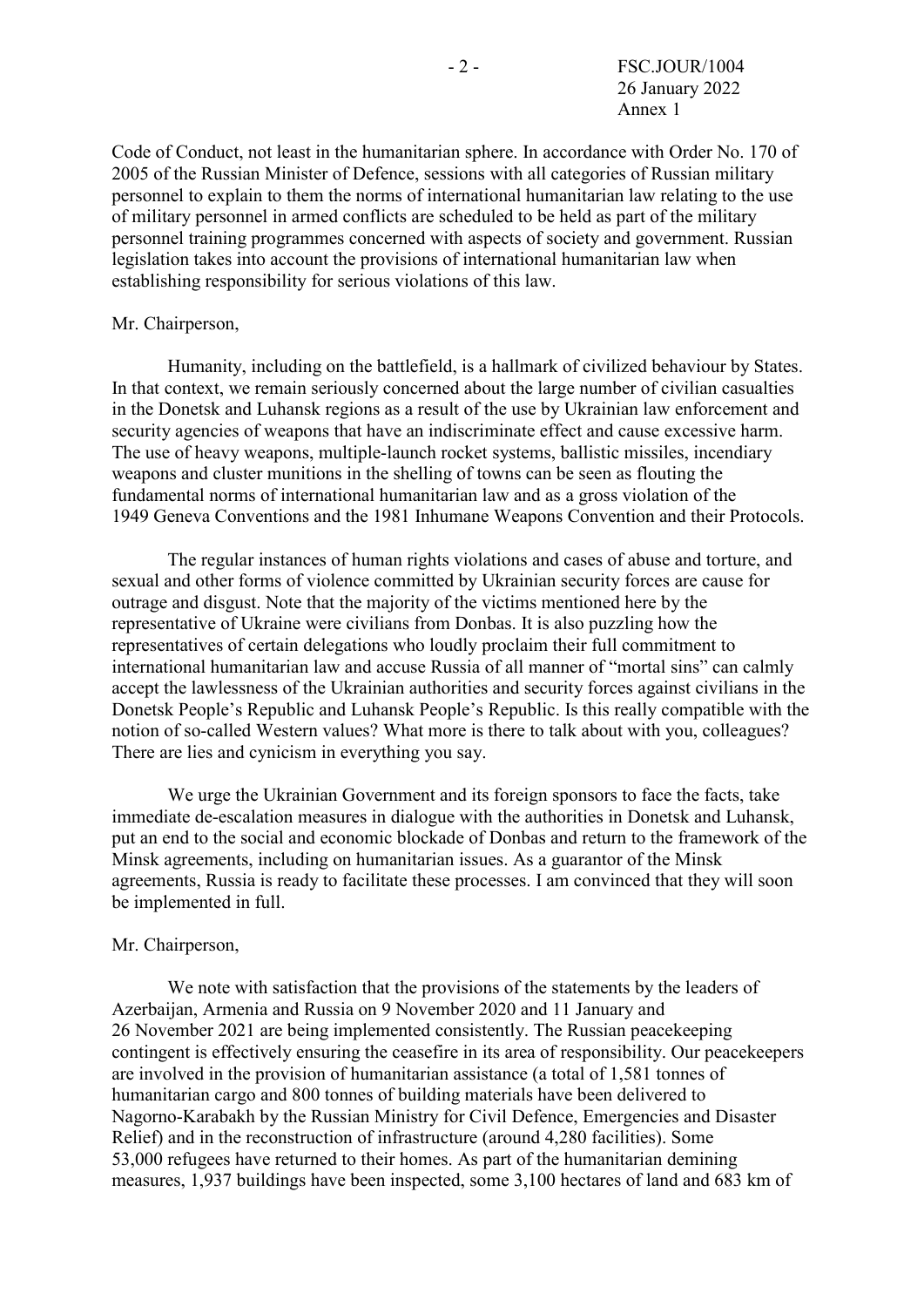Code of Conduct, not least in the humanitarian sphere. In accordance with Order No. 170 of 2005 of the Russian Minister of Defence, sessions with all categories of Russian military personnel to explain to them the norms of international humanitarian law relating to the use of military personnel in armed conflicts are scheduled to be held as part of the military personnel training programmes concerned with aspects of society and government. Russian legislation takes into account the provisions of international humanitarian law when establishing responsibility for serious violations of this law.

Mr. Chairperson,

Humanity, including on the battlefield, is a hallmark of civilized behaviour by States. In that context, we remain seriously concerned about the large number of civilian casualties in the Donetsk and Luhansk regions as a result of the use by Ukrainian law enforcement and security agencies of weapons that have an indiscriminate effect and cause excessive harm. The use of heavy weapons, multiple-launch rocket systems, ballistic missiles, incendiary weapons and cluster munitions in the shelling of towns can be seen as flouting the fundamental norms of international humanitarian law and as a gross violation of the 1949 Geneva Conventions and the 1981 Inhumane Weapons Convention and their Protocols.

The regular instances of human rights violations and cases of abuse and torture, and sexual and other forms of violence committed by Ukrainian security forces are cause for outrage and disgust. Note that the majority of the victims mentioned here by the representative of Ukraine were civilians from Donbas. It is also puzzling how the representatives of certain delegations who loudly proclaim their full commitment to international humanitarian law and accuse Russia of all manner of "mortal sins" can calmly accept the lawlessness of the Ukrainian authorities and security forces against civilians in the Donetsk People's Republic and Luhansk People's Republic. Is this really compatible with the notion of so-called Western values? What more is there to talk about with you, colleagues? There are lies and cynicism in everything you say.

We urge the Ukrainian Government and its foreign sponsors to face the facts, take immediate de-escalation measures in dialogue with the authorities in Donetsk and Luhansk, put an end to the social and economic blockade of Donbas and return to the framework of the Minsk agreements, including on humanitarian issues. As a guarantor of the Minsk agreements, Russia is ready to facilitate these processes. I am convinced that they will soon be implemented in full.

Mr. Chairperson,

We note with satisfaction that the provisions of the statements by the leaders of Azerbaijan, Armenia and Russia on 9 November 2020 and 11 January and 26 November 2021 are being implemented consistently. The Russian peacekeeping contingent is effectively ensuring the ceasefire in its area of responsibility. Our peacekeepers are involved in the provision of humanitarian assistance (a total of 1,581 tonnes of humanitarian cargo and 800 tonnes of building materials have been delivered to Nagorno-Karabakh by the Russian Ministry for Civil Defence, Emergencies and Disaster Relief) and in the reconstruction of infrastructure (around 4,280 facilities). Some 53,000 refugees have returned to their homes. As part of the humanitarian demining measures, 1,937 buildings have been inspected, some 3,100 hectares of land and 683 km of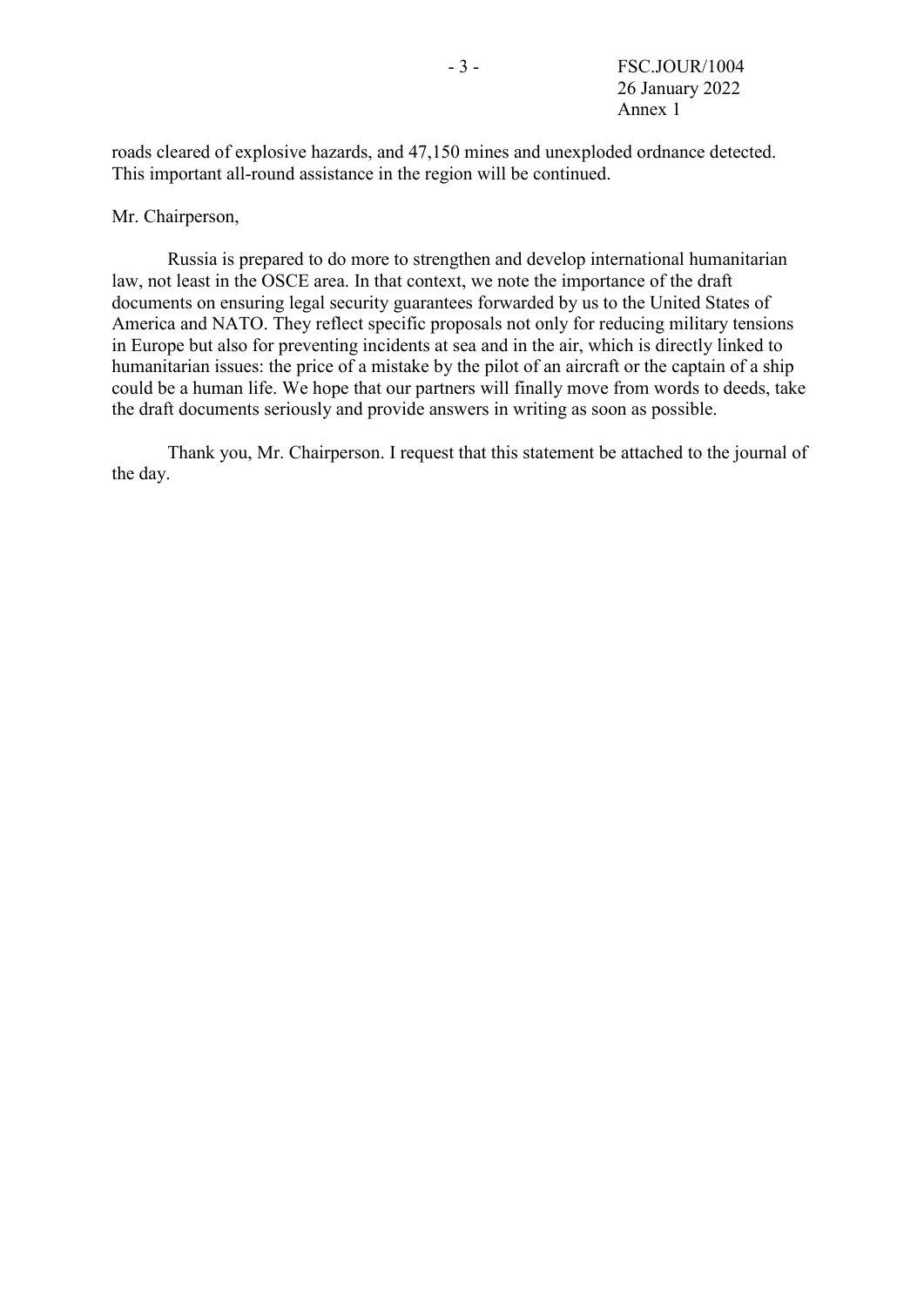roads cleared of explosive hazards, and 47,150 mines and unexploded ordnance detected. This important all-round assistance in the region will be continued.

Mr. Chairperson,

Russia is prepared to do more to strengthen and develop international humanitarian law, not least in the OSCE area. In that context, we note the importance of the draft documents on ensuring legal security guarantees forwarded by us to the United States of America and NATO. They reflect specific proposals not only for reducing military tensions in Europe but also for preventing incidents at sea and in the air, which is directly linked to humanitarian issues: the price of a mistake by the pilot of an aircraft or the captain of a ship could be a human life. We hope that our partners will finally move from words to deeds, take the draft documents seriously and provide answers in writing as soon as possible.

Thank you, Mr. Chairperson. I request that this statement be attached to the journal of the day.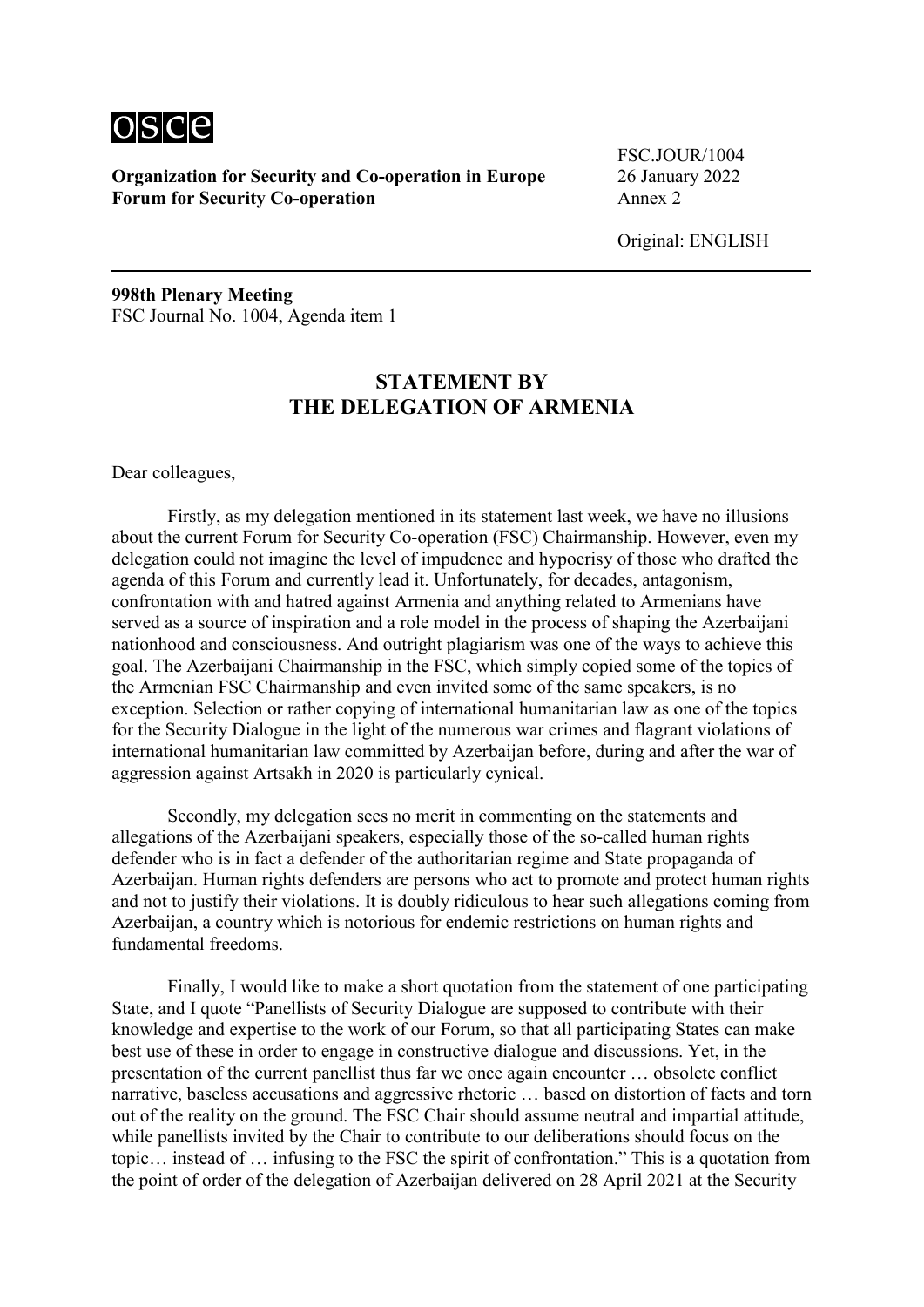**Organization for Security and Co-operation in Europe**
**Forum for Security Co-operation**

FSC.JOUR/1004
26 January 2022
Annex 2

Original: ENGLISH

**998th Plenary Meeting**
FSC Journal No. 1004, Agenda item 1

## STATEMENT BY THE DELEGATION OF ARMENIA

Dear colleagues,

Firstly, as my delegation mentioned in its statement last week, we have no illusions about the current Forum for Security Co-operation (FSC) Chairmanship. However, even my delegation could not imagine the level of impudence and hypocrisy of those who drafted the agenda of this Forum and currently lead it. Unfortunately, for decades, antagonism, confrontation with and hatred against Armenia and anything related to Armenians have served as a source of inspiration and a role model in the process of shaping the Azerbaijani nationhood and consciousness. And outright plagiarism was one of the ways to achieve this goal. The Azerbaijani Chairmanship in the FSC, which simply copied some of the topics of the Armenian FSC Chairmanship and even invited some of the same speakers, is no exception. Selection or rather copying of international humanitarian law as one of the topics for the Security Dialogue in the light of the numerous war crimes and flagrant violations of international humanitarian law committed by Azerbaijan before, during and after the war of aggression against Artsakh in 2020 is particularly cynical.

Secondly, my delegation sees no merit in commenting on the statements and allegations of the Azerbaijani speakers, especially those of the so-called human rights defender who is in fact a defender of the authoritarian regime and State propaganda of Azerbaijan. Human rights defenders are persons who act to promote and protect human rights and not to justify their violations. It is doubly ridiculous to hear such allegations coming from Azerbaijan, a country which is notorious for endemic restrictions on human rights and fundamental freedoms.

Finally, I would like to make a short quotation from the statement of one participating State, and I quote "Panellists of Security Dialogue are supposed to contribute with their knowledge and expertise to the work of our Forum, so that all participating States can make best use of these in order to engage in constructive dialogue and discussions. Yet, in the presentation of the current panellist thus far we once again encounter … obsolete conflict narrative, baseless accusations and aggressive rhetoric … based on distortion of facts and torn out of the reality on the ground. The FSC Chair should assume neutral and impartial attitude, while panellists invited by the Chair to contribute to our deliberations should focus on the topic… instead of … infusing to the FSC the spirit of confrontation." This is a quotation from the point of order of the delegation of Azerbaijan delivered on 28 April 2021 at the Security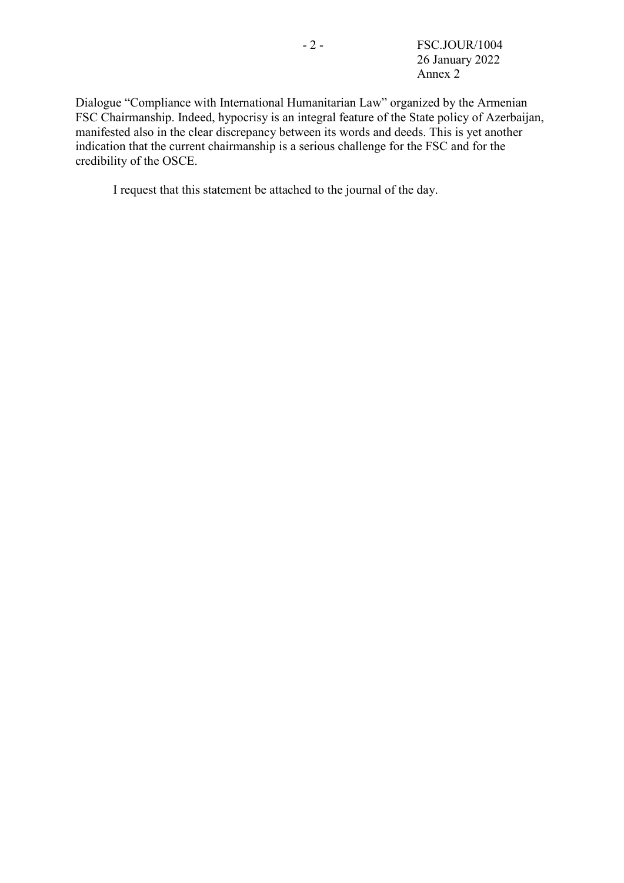Dialogue "Compliance with International Humanitarian Law" organized by the Armenian FSC Chairmanship. Indeed, hypocrisy is an integral feature of the State policy of Azerbaijan, manifested also in the clear discrepancy between its words and deeds. This is yet another indication that the current chairmanship is a serious challenge for the FSC and for the credibility of the OSCE.

I request that this statement be attached to the journal of the day.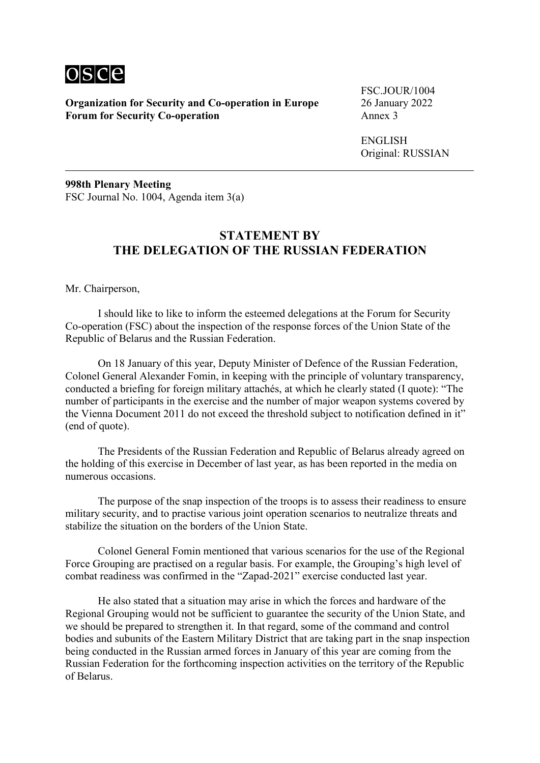**Organization for Security and Co-operation in Europe**
**Forum for Security Co-operation**

FSC.JOUR/1004
26 January 2022
Annex 3

ENGLISH
Original: RUSSIAN

---

**998th Plenary Meeting**
FSC Journal No. 1004, Agenda item 3(a)

## STATEMENT BY THE DELEGATION OF THE RUSSIAN FEDERATION

Mr. Chairperson,

I should like to like to inform the esteemed delegations at the Forum for Security Co-operation (FSC) about the inspection of the response forces of the Union State of the Republic of Belarus and the Russian Federation.

On 18 January of this year, Deputy Minister of Defence of the Russian Federation, Colonel General Alexander Fomin, in keeping with the principle of voluntary transparency, conducted a briefing for foreign military attachés, at which he clearly stated (I quote): "The number of participants in the exercise and the number of major weapon systems covered by the Vienna Document 2011 do not exceed the threshold subject to notification defined in it" (end of quote).

The Presidents of the Russian Federation and Republic of Belarus already agreed on the holding of this exercise in December of last year, as has been reported in the media on numerous occasions.

The purpose of the snap inspection of the troops is to assess their readiness to ensure military security, and to practise various joint operation scenarios to neutralize threats and stabilize the situation on the borders of the Union State.

Colonel General Fomin mentioned that various scenarios for the use of the Regional Force Grouping are practised on a regular basis. For example, the Grouping's high level of combat readiness was confirmed in the "Zapad-2021" exercise conducted last year.

He also stated that a situation may arise in which the forces and hardware of the Regional Grouping would not be sufficient to guarantee the security of the Union State, and we should be prepared to strengthen it. In that regard, some of the command and control bodies and subunits of the Eastern Military District that are taking part in the snap inspection being conducted in the Russian armed forces in January of this year are coming from the Russian Federation for the forthcoming inspection activities on the territory of the Republic of Belarus.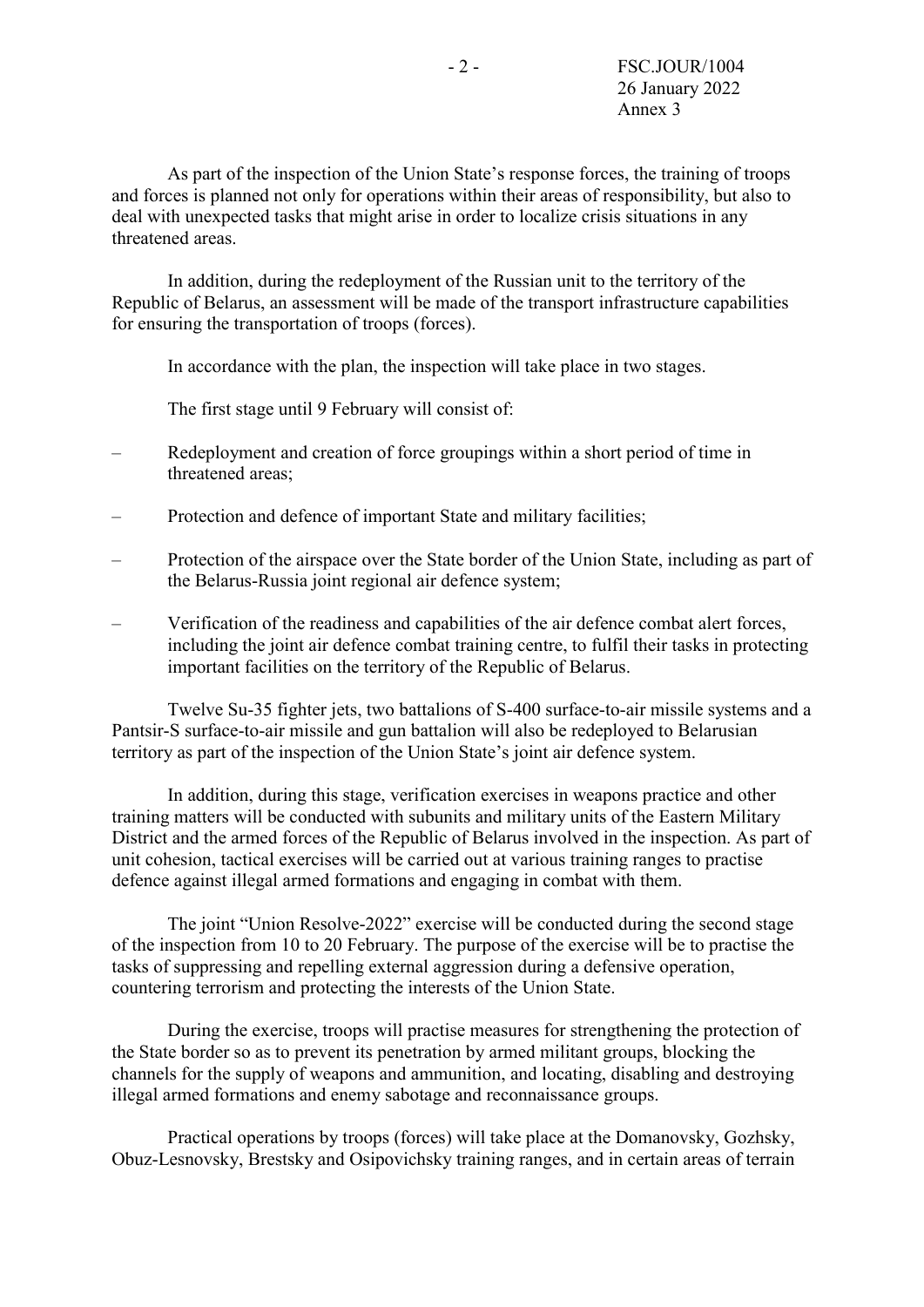As part of the inspection of the Union State's response forces, the training of troops and forces is planned not only for operations within their areas of responsibility, but also to deal with unexpected tasks that might arise in order to localize crisis situations in any threatened areas.

In addition, during the redeployment of the Russian unit to the territory of the Republic of Belarus, an assessment will be made of the transport infrastructure capabilities for ensuring the transportation of troops (forces).

In accordance with the plan, the inspection will take place in two stages.

The first stage until 9 February will consist of:

- Redeployment and creation of force groupings within a short period of time in threatened areas;
- Protection and defence of important State and military facilities;
- Protection of the airspace over the State border of the Union State, including as part of the Belarus-Russia joint regional air defence system;
- Verification of the readiness and capabilities of the air defence combat alert forces, including the joint air defence combat training centre, to fulfil their tasks in protecting important facilities on the territory of the Republic of Belarus.

Twelve Su-35 fighter jets, two battalions of S-400 surface-to-air missile systems and a Pantsir-S surface-to-air missile and gun battalion will also be redeployed to Belarusian territory as part of the inspection of the Union State's joint air defence system.

In addition, during this stage, verification exercises in weapons practice and other training matters will be conducted with subunits and military units of the Eastern Military District and the armed forces of the Republic of Belarus involved in the inspection. As part of unit cohesion, tactical exercises will be carried out at various training ranges to practise defence against illegal armed formations and engaging in combat with them.

The joint "Union Resolve-2022" exercise will be conducted during the second stage of the inspection from 10 to 20 February. The purpose of the exercise will be to practise the tasks of suppressing and repelling external aggression during a defensive operation, countering terrorism and protecting the interests of the Union State.

During the exercise, troops will practise measures for strengthening the protection of the State border so as to prevent its penetration by armed militant groups, blocking the channels for the supply of weapons and ammunition, and locating, disabling and destroying illegal armed formations and enemy sabotage and reconnaissance groups.

Practical operations by troops (forces) will take place at the Domanovsky, Gozhsky, Obuz-Lesnovsky, Brestsky and Osipovichsky training ranges, and in certain areas of terrain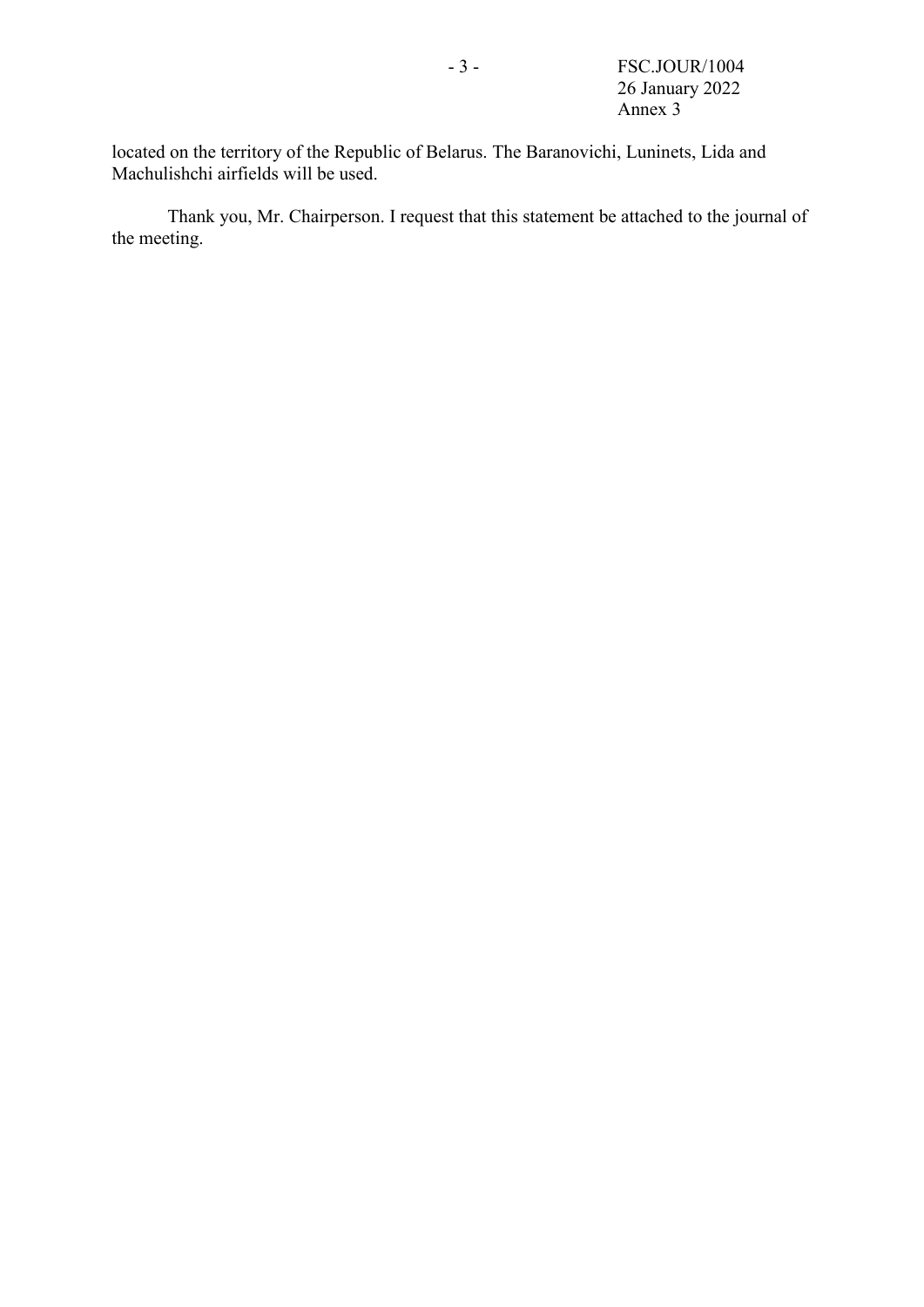located on the territory of the Republic of Belarus. The Baranovichi, Luninets, Lida and Machulishchi airfields will be used.

Thank you, Mr. Chairperson. I request that this statement be attached to the journal of the meeting.